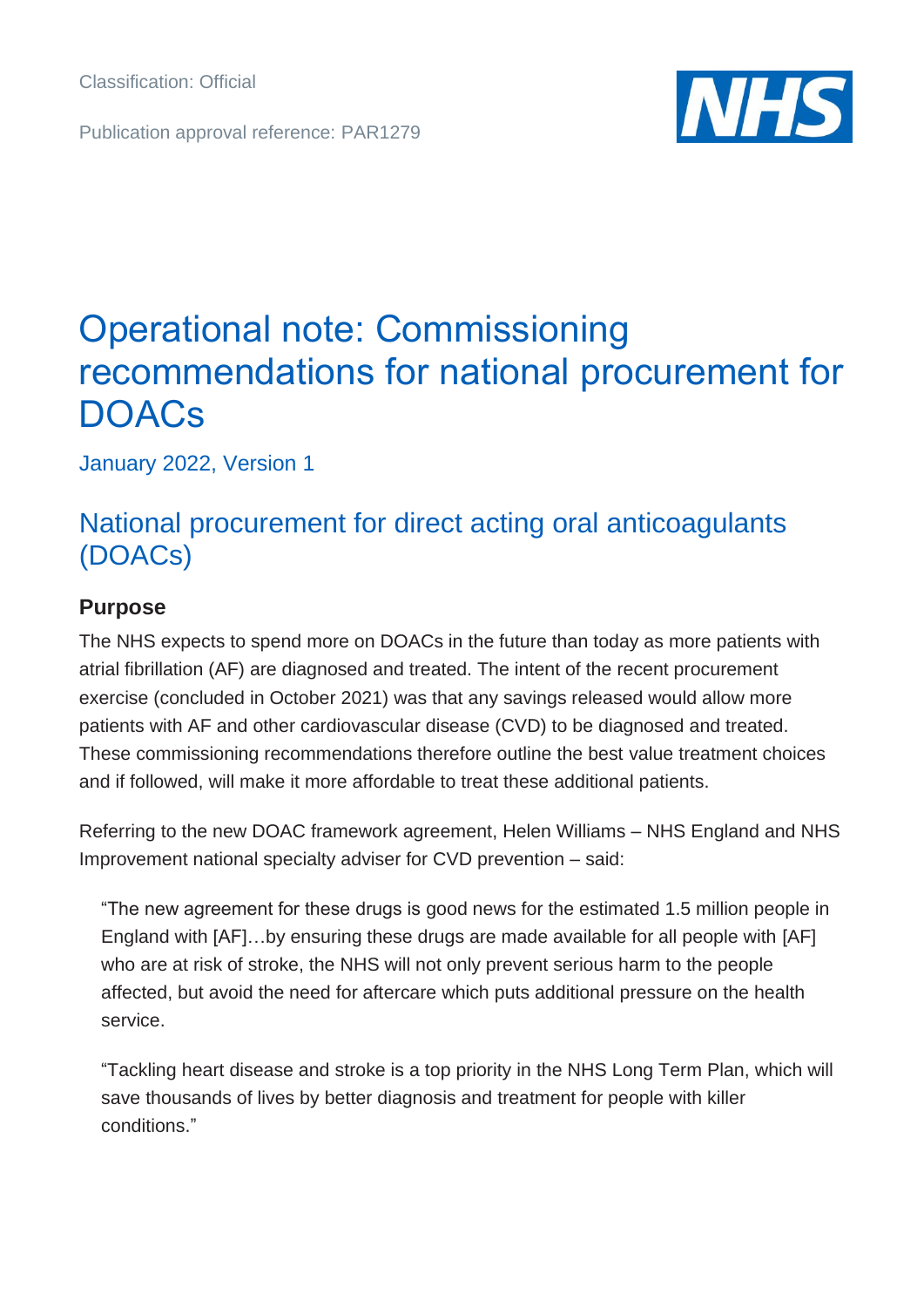Classification: Official

Publication approval reference: PAR1279

# Operational note: Commissioning recommendations for national procurement for DOACs

January 2022, Version 1

## National procurement for direct acting oral anticoagulants (DOACs)

### Purpose

The NHS expects to spend more on DOACs in the future than today as more patients with atrial fibrillation (AF) are diagnosed and treated. The intent of the recent procurement exercise (concluded in October 2021) was that any savings released would allow more patients with AF and other cardiovascular disease (CVD) to be diagnosed and treated. These commissioning recommendations therefore outline the best value treatment choices and if followed, will make it more affordable to treat these additional patients.

Referring to the new DOAC framework agreement, Helen Williams – NHS England and NHS Improvement national specialty adviser for CVD prevention – said:

> "The new agreement for these drugs is good news for the estimated 1.5 million people in England with [AF]…by ensuring these drugs are made available for all people with [AF] who are at risk of stroke, the NHS will not only prevent serious harm to the people affected, but avoid the need for aftercare which puts additional pressure on the health service.
>
> "Tackling heart disease and stroke is a top priority in the NHS Long Term Plan, which will save thousands of lives by better diagnosis and treatment for people with killer conditions."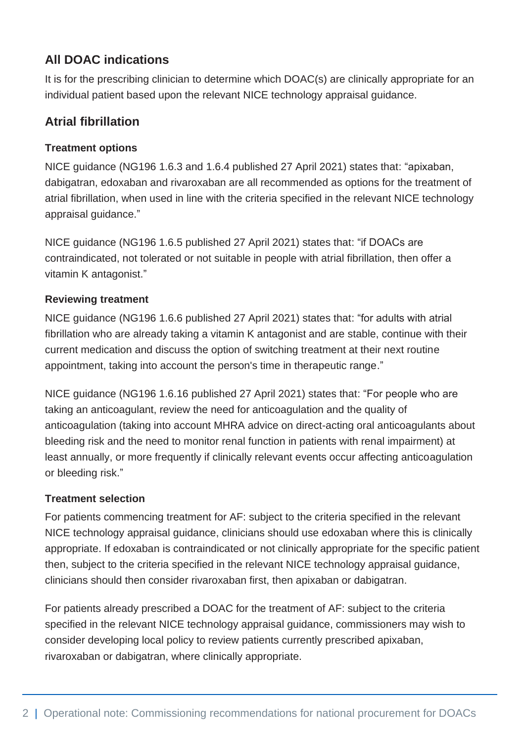## All DOAC indications

It is for the prescribing clinician to determine which DOAC(s) are clinically appropriate for an individual patient based upon the relevant NICE technology appraisal guidance.

## Atrial fibrillation

### Treatment options

NICE guidance (NG196 1.6.3 and 1.6.4 published 27 April 2021) states that: "apixaban, dabigatran, edoxaban and rivaroxaban are all recommended as options for the treatment of atrial fibrillation, when used in line with the criteria specified in the relevant NICE technology appraisal guidance."

NICE guidance (NG196 1.6.5 published 27 April 2021) states that: "if DOACs are contraindicated, not tolerated or not suitable in people with atrial fibrillation, then offer a vitamin K antagonist."

### Reviewing treatment

NICE guidance (NG196 1.6.6 published 27 April 2021) states that: "for adults with atrial fibrillation who are already taking a vitamin K antagonist and are stable, continue with their current medication and discuss the option of switching treatment at their next routine appointment, taking into account the person's time in therapeutic range."

NICE guidance (NG196 1.6.16 published 27 April 2021) states that: "For people who are taking an anticoagulant, review the need for anticoagulation and the quality of anticoagulation (taking into account MHRA advice on direct-acting oral anticoagulants about bleeding risk and the need to monitor renal function in patients with renal impairment) at least annually, or more frequently if clinically relevant events occur affecting anticoagulation or bleeding risk."

### Treatment selection

For patients commencing treatment for AF: subject to the criteria specified in the relevant NICE technology appraisal guidance, clinicians should use edoxaban where this is clinically appropriate. If edoxaban is contraindicated or not clinically appropriate for the specific patient then, subject to the criteria specified in the relevant NICE technology appraisal guidance, clinicians should then consider rivaroxaban first, then apixaban or dabigatran.

For patients already prescribed a DOAC for the treatment of AF: subject to the criteria specified in the relevant NICE technology appraisal guidance, commissioners may wish to consider developing local policy to review patients currently prescribed apixaban, rivaroxaban or dabigatran, where clinically appropriate.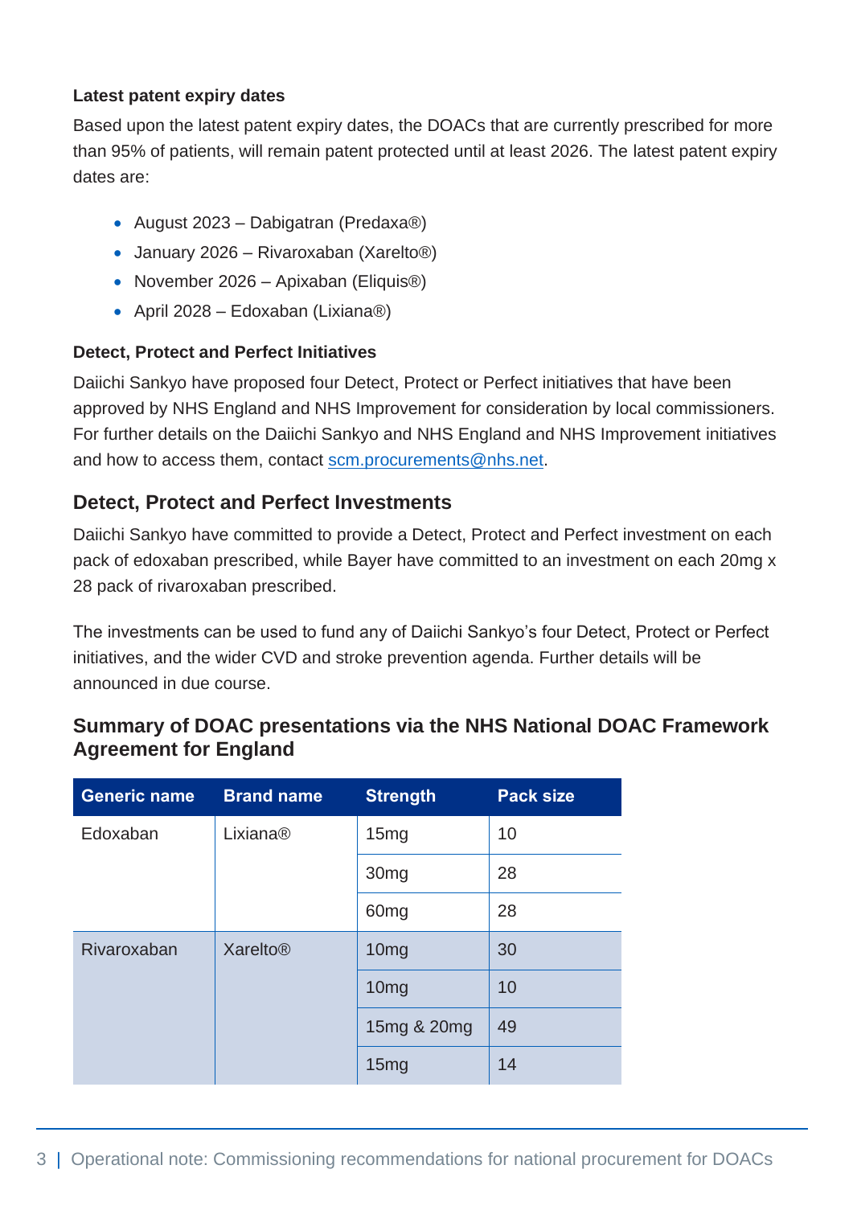### Latest patent expiry dates

Based upon the latest patent expiry dates, the DOACs that are currently prescribed for more than 95% of patients, will remain patent protected until at least 2026. The latest patent expiry dates are:

- August 2023 – Dabigatran (Predaxa®)
- January 2026 – Rivaroxaban (Xarelto®)
- November 2026 – Apixaban (Eliquis®)
- April 2028 – Edoxaban (Lixiana®)

### Detect, Protect and Perfect Initiatives

Daiichi Sankyo have proposed four Detect, Protect or Perfect initiatives that have been approved by NHS England and NHS Improvement for consideration by local commissioners. For further details on the Daiichi Sankyo and NHS England and NHS Improvement initiatives and how to access them, contact [scm.procurements@nhs.net](mailto:scm.procurements@nhs.net).

## Detect, Protect and Perfect Investments

Daiichi Sankyo have committed to provide a Detect, Protect and Perfect investment on each pack of edoxaban prescribed, while Bayer have committed to an investment on each 20mg x 28 pack of rivaroxaban prescribed.

The investments can be used to fund any of Daiichi Sankyo's four Detect, Protect or Perfect initiatives, and the wider CVD and stroke prevention agenda. Further details will be announced in due course.

## Summary of DOAC presentations via the NHS National DOAC Framework Agreement for England

| Generic name | Brand name | Strength | Pack size |
|---|---|---|---|
| Edoxaban | Lixiana® | 15mg | 10 |
| | | 30mg | 28 |
| | | 60mg | 28 |
| Rivaroxaban | Xarelto® | 10mg | 30 |
| | | 10mg | 10 |
| | | 15mg & 20mg | 49 |
| | | 15mg | 14 |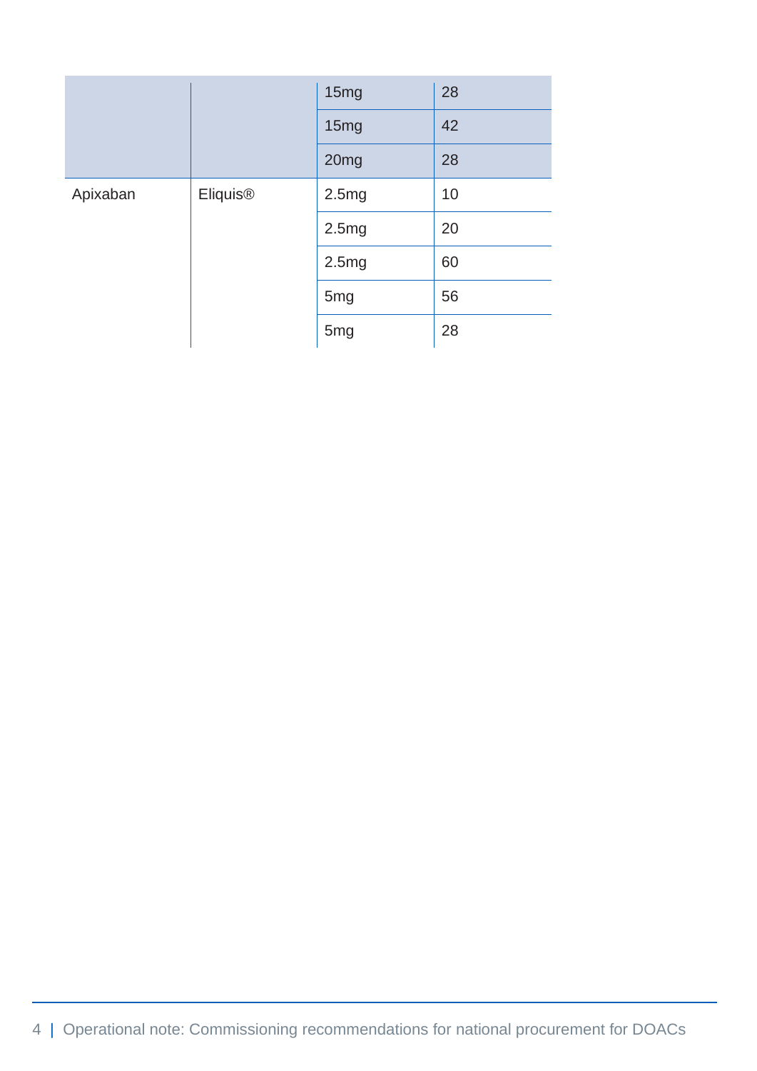| | | | |
|---|---|---|---|
| | | 15mg | 28 |
| | | 15mg | 42 |
| | | 20mg | 28 |
| Apixaban | Eliquis® | 2.5mg | 10 |
| | | 2.5mg | 20 |
| | | 2.5mg | 60 |
| | | 5mg | 56 |
| | | 5mg | 28 |